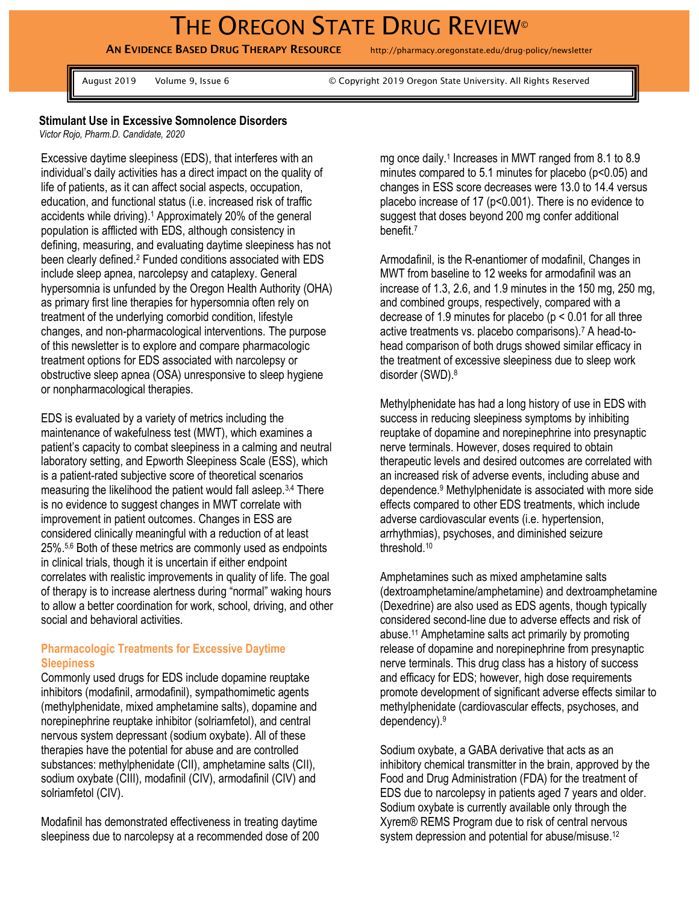# THE OREGON STATE DRUG REVIEW©

**AN EVIDENCE BASED DRUG THERAPY RESOURCE** http://pharmacy.oregonstate.edu/drug-policy/newsletter

August 2019 Volume 9, Issue 6 © Copyright 2019 Oregon State University. All Rights Reserved

## Stimulant Use in Excessive Somnolence Disorders

*Victor Rojo, Pharm.D. Candidate, 2020*

Excessive daytime sleepiness (EDS), that interferes with an individual's daily activities has a direct impact on the quality of life of patients, as it can affect social aspects, occupation, education, and functional status (i.e. increased risk of traffic accidents while driving).[1] Approximately 20% of the general population is afflicted with EDS, although consistency in defining, measuring, and evaluating daytime sleepiness has not been clearly defined.[2] Funded conditions associated with EDS include sleep apnea, narcolepsy and cataplexy. General hypersomnia is unfunded by the Oregon Health Authority (OHA) as primary first line therapies for hypersomnia often rely on treatment of the underlying comorbid condition, lifestyle changes, and non-pharmacological interventions. The purpose of this newsletter is to explore and compare pharmacologic treatment options for EDS associated with narcolepsy or obstructive sleep apnea (OSA) unresponsive to sleep hygiene or nonpharmacological therapies.

EDS is evaluated by a variety of metrics including the maintenance of wakefulness test (MWT), which examines a patient's capacity to combat sleepiness in a calming and neutral laboratory setting, and Epworth Sleepiness Scale (ESS), which is a patient-rated subjective score of theoretical scenarios measuring the likelihood the patient would fall asleep.[3,4] There is no evidence to suggest changes in MWT correlate with improvement in patient outcomes. Changes in ESS are considered clinically meaningful with a reduction of at least 25%.[5,6] Both of these metrics are commonly used as endpoints in clinical trials, though it is uncertain if either endpoint correlates with realistic improvements in quality of life. The goal of therapy is to increase alertness during "normal" waking hours to allow a better coordination for work, school, driving, and other social and behavioral activities.

### Pharmacologic Treatments for Excessive Daytime Sleepiness

Commonly used drugs for EDS include dopamine reuptake inhibitors (modafinil, armodafinil), sympathomimetic agents (methylphenidate, mixed amphetamine salts), dopamine and norepinephrine reuptake inhibitor (solriamfetol), and central nervous system depressant (sodium oxybate). All of these therapies have the potential for abuse and are controlled substances: methylphenidate (CII), amphetamine salts (CII), sodium oxybate (CIII), modafinil (CIV), armodafinil (CIV) and solriamfetol (CIV).

Modafinil has demonstrated effectiveness in treating daytime sleepiness due to narcolepsy at a recommended dose of 200 mg once daily.[1] Increases in MWT ranged from 8.1 to 8.9 minutes compared to 5.1 minutes for placebo ($p<0.05$) and changes in ESS score decreases were 13.0 to 14.4 versus placebo increase of 17 ($p<0.001$). There is no evidence to suggest that doses beyond 200 mg confer additional benefit.[7]

Armodafinil, is the R-enantiomer of modafinil, Changes in MWT from baseline to 12 weeks for armodafinil was an increase of 1.3, 2.6, and 1.9 minutes in the 150 mg, 250 mg, and combined groups, respectively, compared with a decrease of 1.9 minutes for placebo ($p < 0.01$ for all three active treatments vs. placebo comparisons).[7] A head-to-head comparison of both drugs showed similar efficacy in the treatment of excessive sleepiness due to sleep work disorder (SWD).[8]

Methylphenidate has had a long history of use in EDS with success in reducing sleepiness symptoms by inhibiting reuptake of dopamine and norepinephrine into presynaptic nerve terminals. However, doses required to obtain therapeutic levels and desired outcomes are correlated with an increased risk of adverse events, including abuse and dependence.[9] Methylphenidate is associated with more side effects compared to other EDS treatments, which include adverse cardiovascular events (i.e. hypertension, arrhythmias), psychoses, and diminished seizure threshold.[10]

Amphetamines such as mixed amphetamine salts (dextroamphetamine/amphetamine) and dextroamphetamine (Dexedrine) are also used as EDS agents, though typically considered second-line due to adverse effects and risk of abuse.[11] Amphetamine salts act primarily by promoting release of dopamine and norepinephrine from presynaptic nerve terminals. This drug class has a history of success and efficacy for EDS; however, high dose requirements promote development of significant adverse effects similar to methylphenidate (cardiovascular effects, psychoses, and dependency).[9]

Sodium oxybate, a GABA derivative that acts as an inhibitory chemical transmitter in the brain, approved by the Food and Drug Administration (FDA) for the treatment of EDS due to narcolepsy in patients aged 7 years and older. Sodium oxybate is currently available only through the Xyrem® REMS Program due to risk of central nervous system depression and potential for abuse/misuse.[12]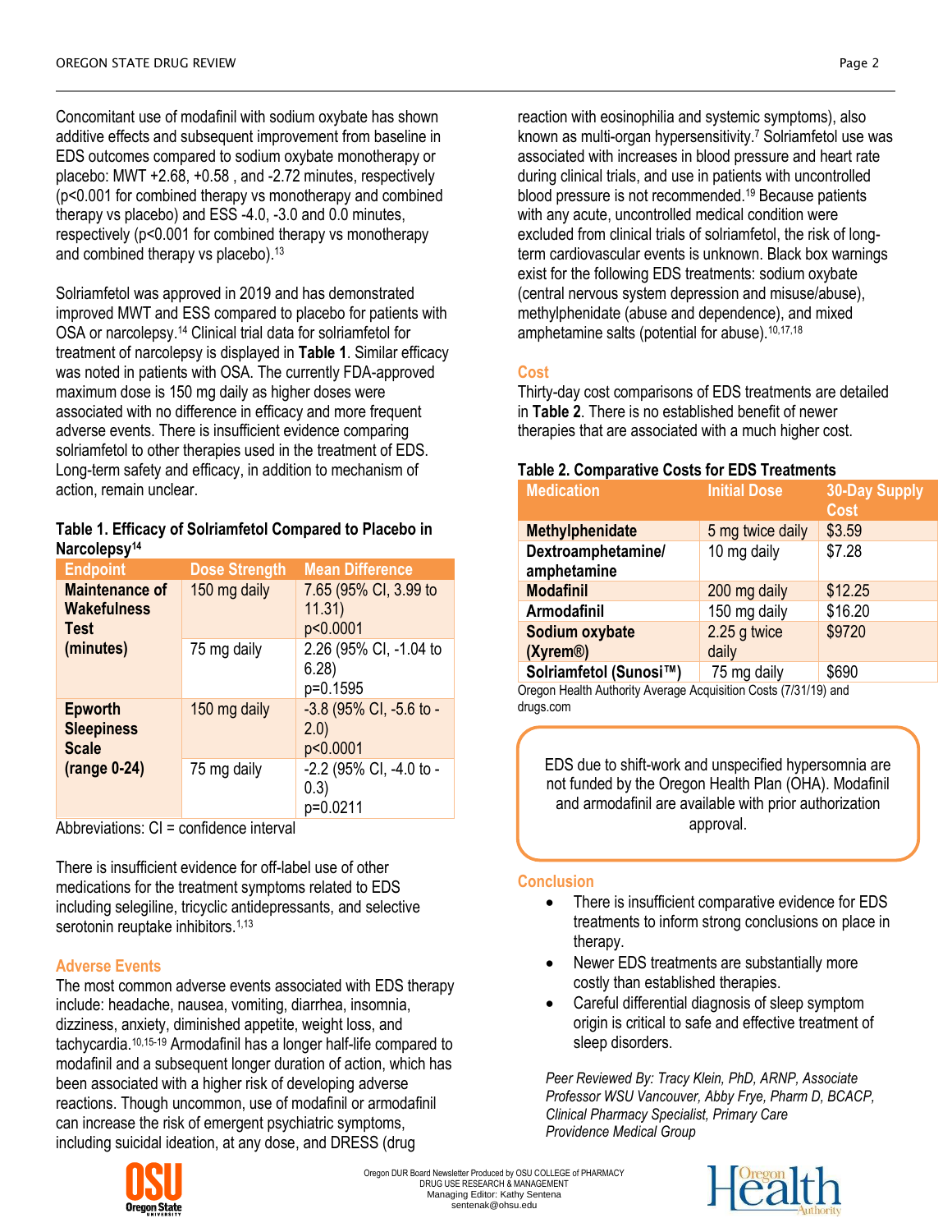Concomitant use of modafinil with sodium oxybate has shown additive effects and subsequent improvement from baseline in EDS outcomes compared to sodium oxybate monotherapy or placebo: MWT +2.68, +0.58 , and -2.72 minutes, respectively ($p<0.001$ for combined therapy vs monotherapy and combined therapy vs placebo) and ESS -4.0, -3.0 and 0.0 minutes, respectively ($p<0.001$ for combined therapy vs monotherapy and combined therapy vs placebo).[13]

Solriamfetol was approved in 2019 and has demonstrated improved MWT and ESS compared to placebo for patients with OSA or narcolepsy.[14] Clinical trial data for solriamfetol for treatment of narcolepsy is displayed in **Table 1**. Similar efficacy was noted in patients with OSA. The currently FDA-approved maximum dose is 150 mg daily as higher doses were associated with no difference in efficacy and more frequent adverse events. There is insufficient evidence comparing solriamfetol to other therapies used in the treatment of EDS. Long-term safety and efficacy, in addition to mechanism of action, remain unclear.

**Table 1. Efficacy of Solriamfetol Compared to Placebo in Narcolepsy[14]**

| Endpoint | Dose Strength | Mean Difference |
|---|---|---|
| **Maintenance of Wakefulness Test (minutes)** | 150 mg daily | 7.65 (95% CI, 3.99 to 11.31) p<0.0001 |
| | 75 mg daily | 2.26 (95% CI, -1.04 to 6.28) p=0.1595 |
| **Epworth Sleepiness Scale (range 0-24)** | 150 mg daily | -3.8 (95% CI, -5.6 to -2.0) p<0.0001 |
| | 75 mg daily | -2.2 (95% CI, -4.0 to -0.3) p=0.0211 |

Abbreviations: CI = confidence interval

There is insufficient evidence for off-label use of other medications for the treatment symptoms related to EDS including selegiline, tricyclic antidepressants, and selective serotonin reuptake inhibitors.[1,13]

## Adverse Events

The most common adverse events associated with EDS therapy include: headache, nausea, vomiting, diarrhea, insomnia, dizziness, anxiety, diminished appetite, weight loss, and tachycardia.[10,15-19] Armodafinil has a longer half-life compared to modafinil and a subsequent longer duration of action, which has been associated with a higher risk of developing adverse reactions. Though uncommon, use of modafinil or armodafinil can increase the risk of emergent psychiatric symptoms, including suicidal ideation, at any dose, and DRESS (drug reaction with eosinophilia and systemic symptoms), also known as multi-organ hypersensitivity.[7] Solriamfetol use was associated with increases in blood pressure and heart rate during clinical trials, and use in patients with uncontrolled blood pressure is not recommended.[19] Because patients with any acute, uncontrolled medical condition were excluded from clinical trials of solriamfetol, the risk of long-term cardiovascular events is unknown. Black box warnings exist for the following EDS treatments: sodium oxybate (central nervous system depression and misuse/abuse), methylphenidate (abuse and dependence), and mixed amphetamine salts (potential for abuse).[10,17,18]

## Cost

Thirty-day cost comparisons of EDS treatments are detailed in **Table 2**. There is no established benefit of newer therapies that are associated with a much higher cost.

**Table 2. Comparative Costs for EDS Treatments**

| Medication | Initial Dose | 30-Day Supply Cost |
|---|---|---|
| **Methylphenidate** | 5 mg twice daily | $3.59 |
| **Dextroamphetamine/ amphetamine** | 10 mg daily | $7.28 |
| **Modafinil** | 200 mg daily | $12.25 |
| **Armodafinil** | 150 mg daily | $16.20 |
| **Sodium oxybate (Xyrem®)** | 2.25 g twice daily | $9720 |
| **Solriamfetol (Sunosi™)** | 75 mg daily | $690 |

Oregon Health Authority Average Acquisition Costs (7/31/19) and drugs.com

> EDS due to shift-work and unspecified hypersomnia are not funded by the Oregon Health Plan (OHA). Modafinil and armodafinil are available with prior authorization approval.

## Conclusion

- There is insufficient comparative evidence for EDS treatments to inform strong conclusions on place in therapy.
- Newer EDS treatments are substantially more costly than established therapies.
- Careful differential diagnosis of sleep symptom origin is critical to safe and effective treatment of sleep disorders.

*Peer Reviewed By: Tracy Klein, PhD, ARNP, Associate Professor WSU Vancouver, Abby Frye, Pharm D, BCACP, Clinical Pharmacy Specialist, Primary Care Providence Medical Group*

Oregon DUR Board Newsletter Produced by OSU COLLEGE of PHARMACY
DRUG USE RESEARCH & MANAGEMENT
Managing Editor: Kathy Sentena
sentenak@ohsu.edu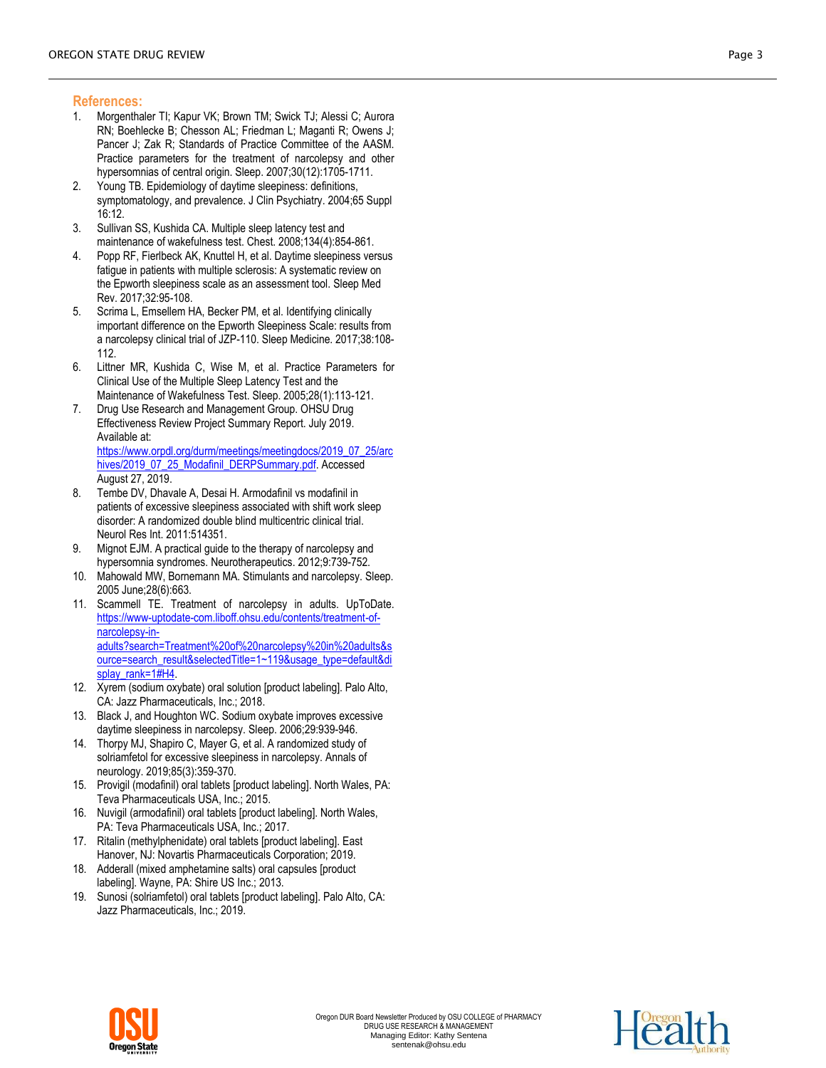## References:

1. Morgenthaler TI; Kapur VK; Brown TM; Swick TJ; Alessi C; Aurora RN; Boehlecke B; Chesson AL; Friedman L; Maganti R; Owens J; Pancer J; Zak R; Standards of Practice Committee of the AASM. Practice parameters for the treatment of narcolepsy and other hypersomnias of central origin. Sleep. 2007;30(12):1705-1711.
2. Young TB. Epidemiology of daytime sleepiness: definitions, symptomatology, and prevalence. J Clin Psychiatry. 2004;65 Suppl 16:12.
3. Sullivan SS, Kushida CA. Multiple sleep latency test and maintenance of wakefulness test. Chest. 2008;134(4):854-861.
4. Popp RF, Fierlbeck AK, Knuttel H, et al. Daytime sleepiness versus fatigue in patients with multiple sclerosis: A systematic review on the Epworth sleepiness scale as an assessment tool. Sleep Med Rev. 2017;32:95-108.
5. Scrima L, Emsellem HA, Becker PM, et al. Identifying clinically important difference on the Epworth Sleepiness Scale: results from a narcolepsy clinical trial of JZP-110. Sleep Medicine. 2017;38:108-112.
6. Littner MR, Kushida C, Wise M, et al. Practice Parameters for Clinical Use of the Multiple Sleep Latency Test and the Maintenance of Wakefulness Test. Sleep. 2005;28(1):113-121.
7. Drug Use Research and Management Group. OHSU Drug Effectiveness Review Project Summary Report. July 2019. Available at: https://www.orpdl.org/durm/meetings/meetingdocs/2019_07_25/archives/2019_07_25_Modafinil_DERPSummary.pdf. Accessed August 27, 2019.
8. Tembe DV, Dhavale A, Desai H. Armodafinil vs modafinil in patients of excessive sleepiness associated with shift work sleep disorder: A randomized double blind multicentric clinical trial. Neurol Res Int. 2011:514351.
9. Mignot EJM. A practical guide to the therapy of narcolepsy and hypersomnia syndromes. Neurotherapeutics. 2012;9:739-752.
10. Mahowald MW, Bornemann MA. Stimulants and narcolepsy. Sleep. 2005 June;28(6):663.
11. Scammell TE. Treatment of narcolepsy in adults. UpToDate. https://www-uptodate-com.liboff.ohsu.edu/contents/treatment-of-narcolepsy-in-adults?search=Treatment%20of%20narcolepsy%20in%20adults&source=search_result&selectedTitle=1~119&usage_type=default&display_rank=1#H4.
12. Xyrem (sodium oxybate) oral solution [product labeling]. Palo Alto, CA: Jazz Pharmaceuticals, Inc.; 2018.
13. Black J, and Houghton WC. Sodium oxybate improves excessive daytime sleepiness in narcolepsy. Sleep. 2006;29:939-946.
14. Thorpy MJ, Shapiro C, Mayer G, et al. A randomized study of solriamfetol for excessive sleepiness in narcolepsy. Annals of neurology. 2019;85(3):359-370.
15. Provigil (modafinil) oral tablets [product labeling]. North Wales, PA: Teva Pharmaceuticals USA, Inc.; 2015.
16. Nuvigil (armodafinil) oral tablets [product labeling]. North Wales, PA: Teva Pharmaceuticals USA, Inc.; 2017.
17. Ritalin (methylphenidate) oral tablets [product labeling]. East Hanover, NJ: Novartis Pharmaceuticals Corporation; 2019.
18. Adderall (mixed amphetamine salts) oral capsules [product labeling]. Wayne, PA: Shire US Inc.; 2013.
19. Sunosi (solriamfetol) oral tablets [product labeling]. Palo Alto, CA: Jazz Pharmaceuticals, Inc.; 2019.

Oregon DUR Board Newsletter Produced by OSU COLLEGE of PHARMACY
DRUG USE RESEARCH & MANAGEMENT
Managing Editor: Kathy Sentena
sentenak@ohsu.edu